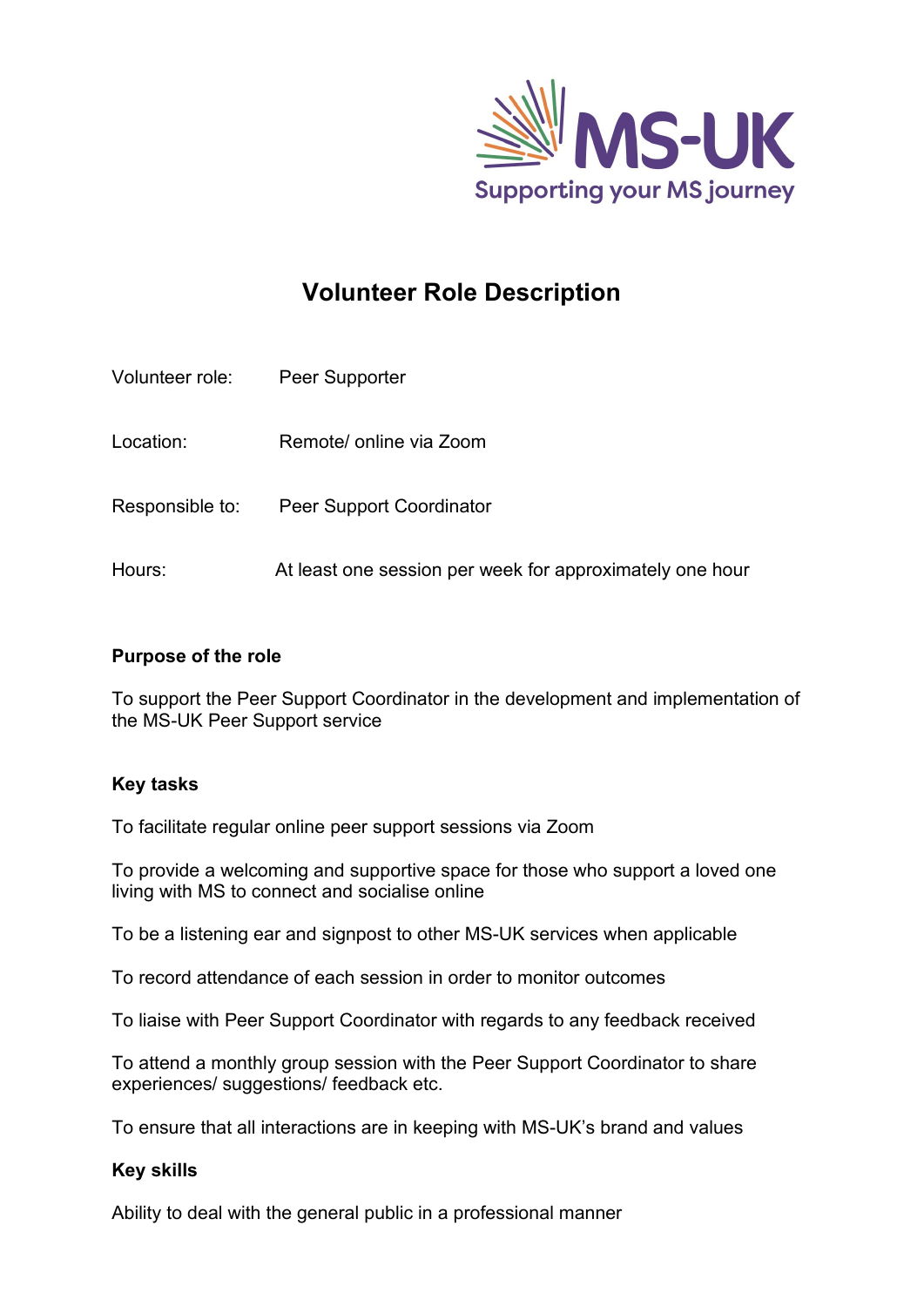MS-UK

Supporting your MS journey

# Volunteer Role Description

| | |
|---|---|
| Volunteer role: | Peer Supporter |
| Location: | Remote/ online via Zoom |
| Responsible to: | Peer Support Coordinator |
| Hours: | At least one session per week for approximately one hour |

**Purpose of the role**

To support the Peer Support Coordinator in the development and implementation of the MS-UK Peer Support service

**Key tasks**

To facilitate regular online peer support sessions via Zoom

To provide a welcoming and supportive space for those who support a loved one living with MS to connect and socialise online

To be a listening ear and signpost to other MS-UK services when applicable

To record attendance of each session in order to monitor outcomes

To liaise with Peer Support Coordinator with regards to any feedback received

To attend a monthly group session with the Peer Support Coordinator to share experiences/ suggestions/ feedback etc.

To ensure that all interactions are in keeping with MS-UK's brand and values

**Key skills**

Ability to deal with the general public in a professional manner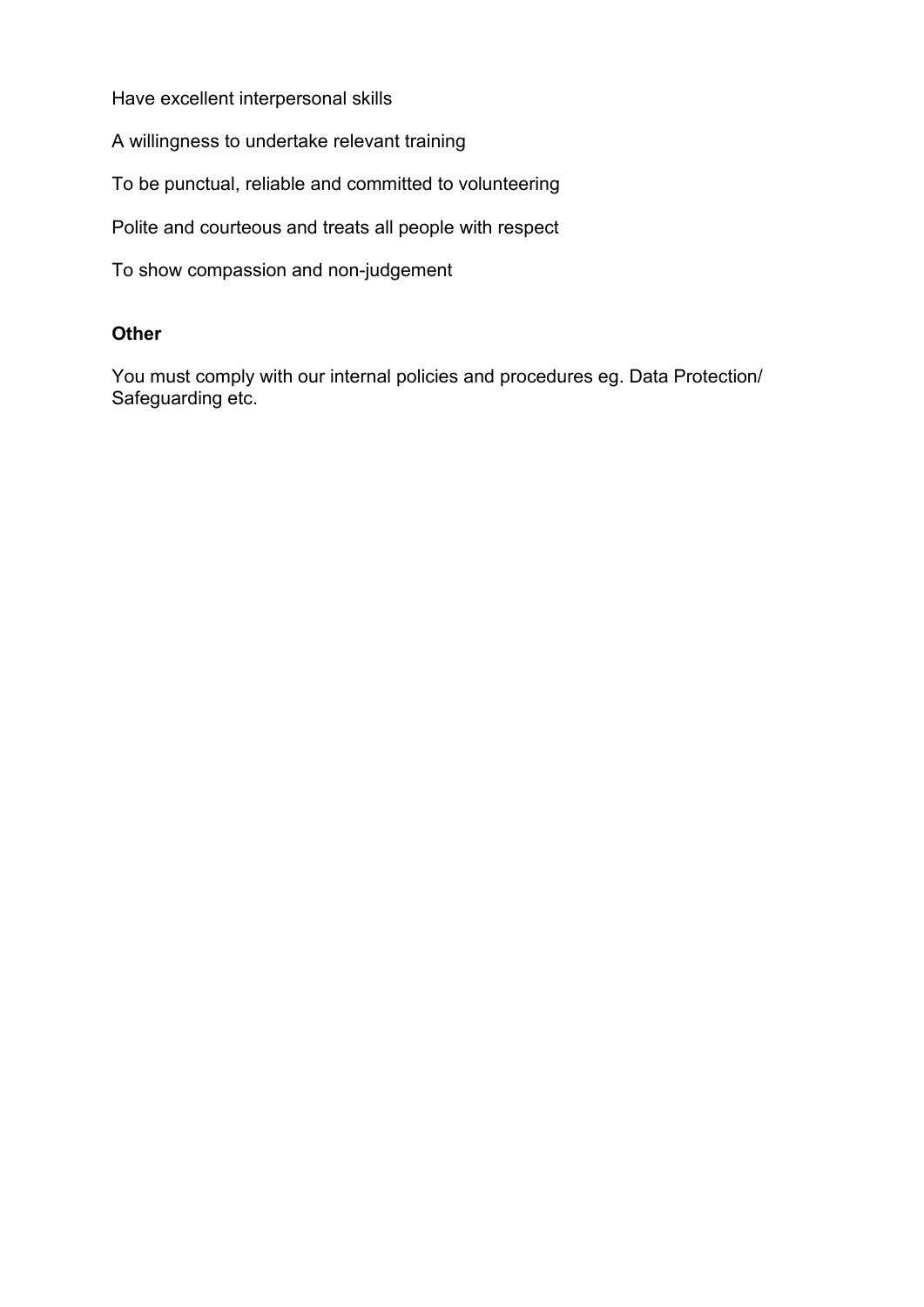Have excellent interpersonal skills

A willingness to undertake relevant training

To be punctual, reliable and committed to volunteering

Polite and courteous and treats all people with respect

To show compassion and non-judgement

**Other**

You must comply with our internal policies and procedures eg. Data Protection/ Safeguarding etc.